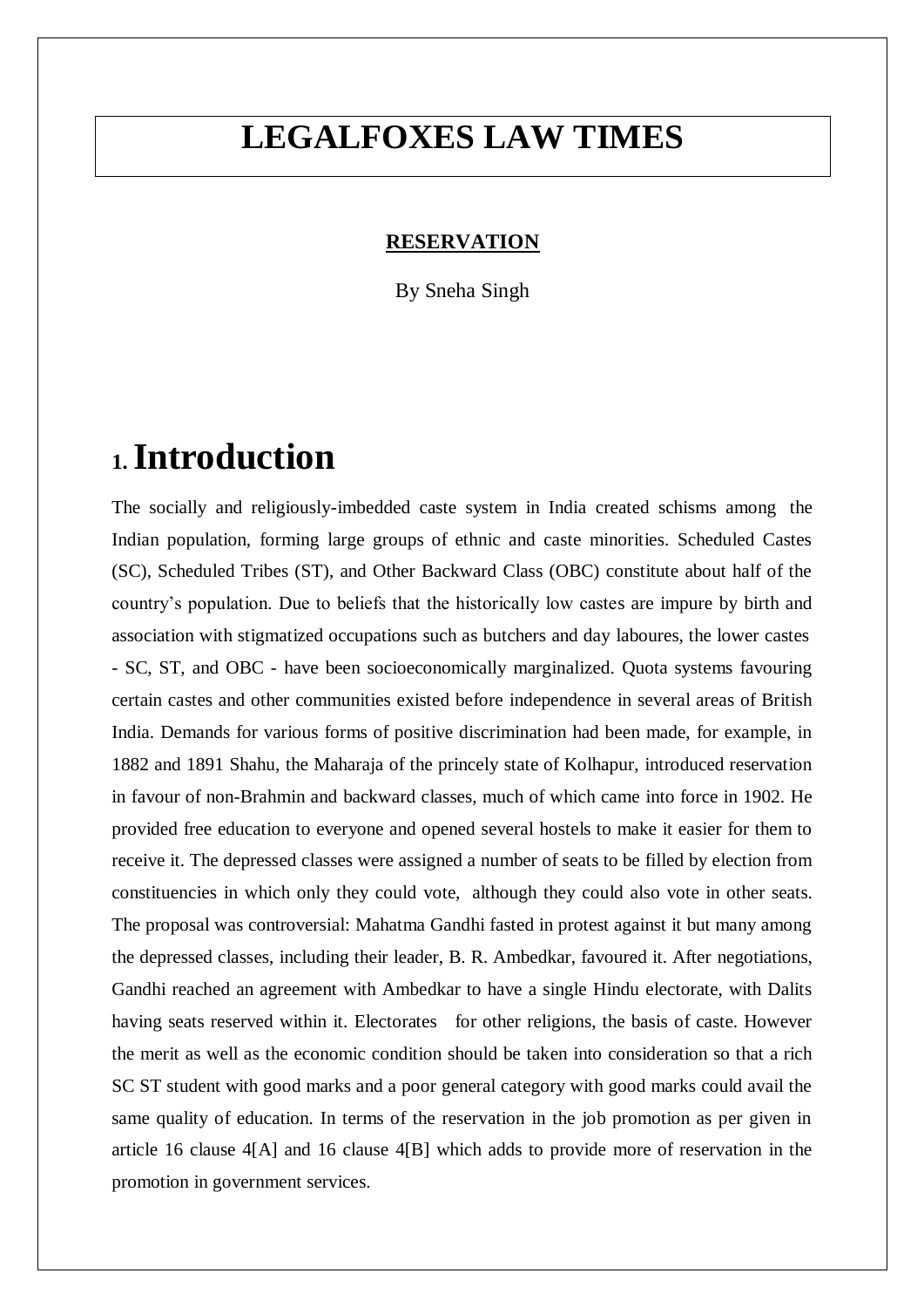# LEGALFOXES LAW TIMES

**RESERVATION**

By Sneha Singh

## 1. Introduction

The socially and religiously-imbedded caste system in India created schisms among the Indian population, forming large groups of ethnic and caste minorities. Scheduled Castes (SC), Scheduled Tribes (ST), and Other Backward Class (OBC) constitute about half of the country's population. Due to beliefs that the historically low castes are impure by birth and association with stigmatized occupations such as butchers and day laboures, the lower castes - SC, ST, and OBC - have been socioeconomically marginalized. Quota systems favouring certain castes and other communities existed before independence in several areas of British India. Demands for various forms of positive discrimination had been made, for example, in 1882 and 1891 Shahu, the Maharaja of the princely state of Kolhapur, introduced reservation in favour of non-Brahmin and backward classes, much of which came into force in 1902. He provided free education to everyone and opened several hostels to make it easier for them to receive it. The depressed classes were assigned a number of seats to be filled by election from constituencies in which only they could vote, although they could also vote in other seats. The proposal was controversial: Mahatma Gandhi fasted in protest against it but many among the depressed classes, including their leader, B. R. Ambedkar, favoured it. After negotiations, Gandhi reached an agreement with Ambedkar to have a single Hindu electorate, with Dalits having seats reserved within it. Electorates for other religions, the basis of caste. However the merit as well as the economic condition should be taken into consideration so that a rich SC ST student with good marks and a poor general category with good marks could avail the same quality of education. In terms of the reservation in the job promotion as per given in article 16 clause 4[A] and 16 clause 4[B] which adds to provide more of reservation in the promotion in government services.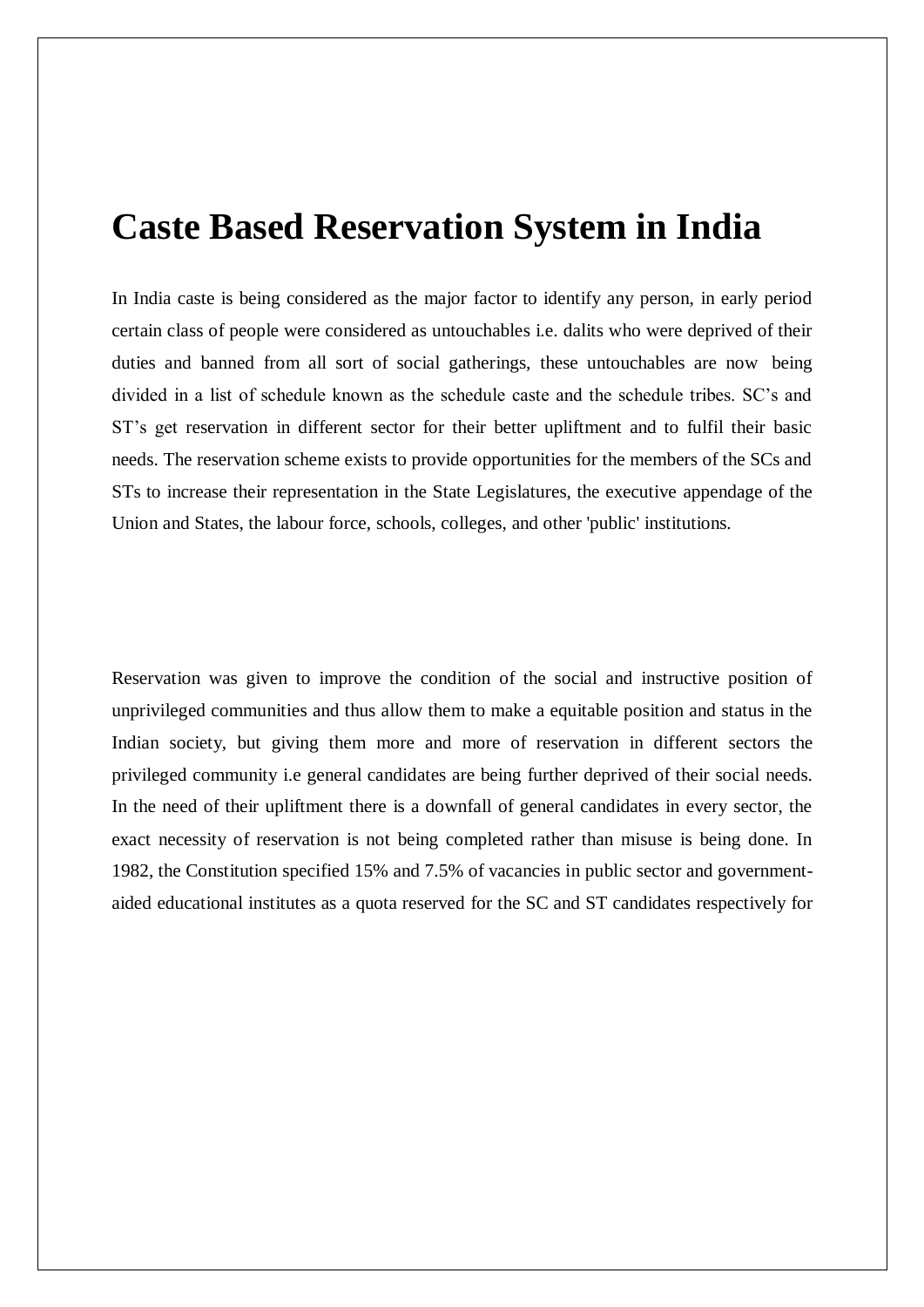# Caste Based Reservation System in India

In India caste is being considered as the major factor to identify any person, in early period certain class of people were considered as untouchables i.e. dalits who were deprived of their duties and banned from all sort of social gatherings, these untouchables are now being divided in a list of schedule known as the schedule caste and the schedule tribes. SC's and ST's get reservation in different sector for their better upliftment and to fulfil their basic needs. The reservation scheme exists to provide opportunities for the members of the SCs and STs to increase their representation in the State Legislatures, the executive appendage of the Union and States, the labour force, schools, colleges, and other 'public' institutions.

Reservation was given to improve the condition of the social and instructive position of unprivileged communities and thus allow them to make a equitable position and status in the Indian society, but giving them more and more of reservation in different sectors the privileged community i.e general candidates are being further deprived of their social needs. In the need of their upliftment there is a downfall of general candidates in every sector, the exact necessity of reservation is not being completed rather than misuse is being done. In 1982, the Constitution specified 15% and 7.5% of vacancies in public sector and government-aided educational institutes as a quota reserved for the SC and ST candidates respectively for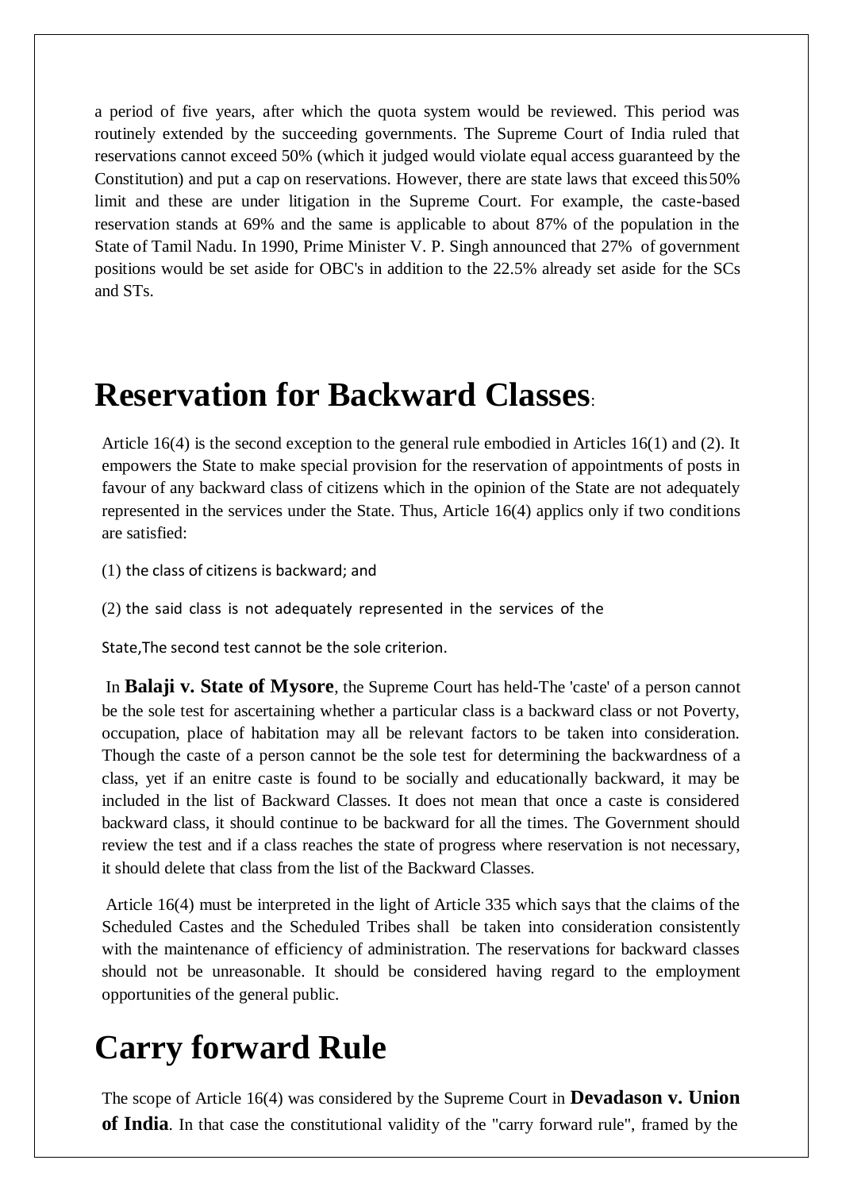a period of five years, after which the quota system would be reviewed. This period was routinely extended by the succeeding governments. The Supreme Court of India ruled that reservations cannot exceed 50% (which it judged would violate equal access guaranteed by the Constitution) and put a cap on reservations. However, there are state laws that exceed this 50% limit and these are under litigation in the Supreme Court. For example, the caste-based reservation stands at 69% and the same is applicable to about 87% of the population in the State of Tamil Nadu. In 1990, Prime Minister V. P. Singh announced that 27% of government positions would be set aside for OBC's in addition to the 22.5% already set aside for the SCs and STs.

# Reservation for Backward Classes:

Article 16(4) is the second exception to the general rule embodied in Articles 16(1) and (2). It empowers the State to make special provision for the reservation of appointments of posts in favour of any backward class of citizens which in the opinion of the State are not adequately represented in the services under the State. Thus, Article 16(4) applics only if two conditions are satisfied:

(1) the class of citizens is backward; and

(2) the said class is not adequately represented in the services of the State,The second test cannot be the sole criterion.

In **Balaji v. State of Mysore**, the Supreme Court has held-The 'caste' of a person cannot be the sole test for ascertaining whether a particular class is a backward class or not Poverty, occupation, place of habitation may all be relevant factors to be taken into consideration. Though the caste of a person cannot be the sole test for determining the backwardness of a class, yet if an enitre caste is found to be socially and educationally backward, it may be included in the list of Backward Classes. It does not mean that once a caste is considered backward class, it should continue to be backward for all the times. The Government should review the test and if a class reaches the state of progress where reservation is not necessary, it should delete that class from the list of the Backward Classes.

Article 16(4) must be interpreted in the light of Article 335 which says that the claims of the Scheduled Castes and the Scheduled Tribes shall be taken into consideration consistently with the maintenance of efficiency of administration. The reservations for backward classes should not be unreasonable. It should be considered having regard to the employment opportunities of the general public.

# Carry forward Rule

The scope of Article 16(4) was considered by the Supreme Court in **Devadason v. Union of India**. In that case the constitutional validity of the "carry forward rule", framed by the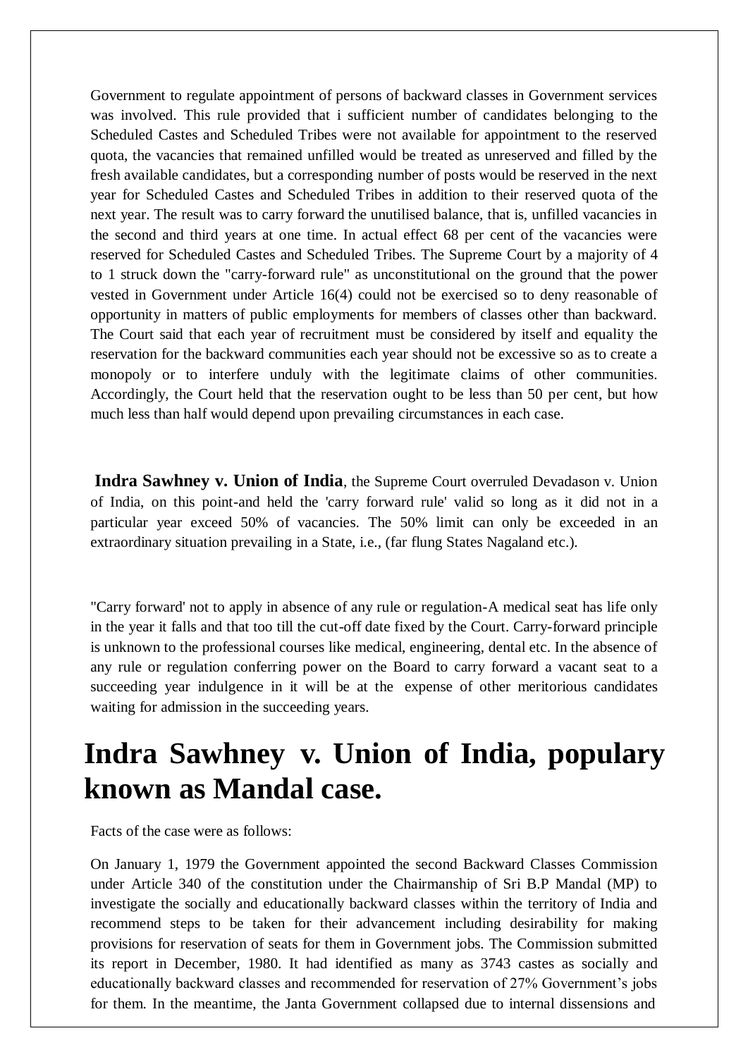Government to regulate appointment of persons of backward classes in Government services was involved. This rule provided that i sufficient number of candidates belonging to the Scheduled Castes and Scheduled Tribes were not available for appointment to the reserved quota, the vacancies that remained unfilled would be treated as unreserved and filled by the fresh available candidates, but a corresponding number of posts would be reserved in the next year for Scheduled Castes and Scheduled Tribes in addition to their reserved quota of the next year. The result was to carry forward the unutilised balance, that is, unfilled vacancies in the second and third years at one time. In actual effect 68 per cent of the vacancies were reserved for Scheduled Castes and Scheduled Tribes. The Supreme Court by a majority of 4 to 1 struck down the "carry-forward rule" as unconstitutional on the ground that the power vested in Government under Article 16(4) could not be exercised so to deny reasonable of opportunity in matters of public employments for members of classes other than backward. The Court said that each year of recruitment must be considered by itself and equality the reservation for the backward communities each year should not be excessive so as to create a monopoly or to interfere unduly with the legitimate claims of other communities. Accordingly, the Court held that the reservation ought to be less than 50 per cent, but how much less than half would depend upon prevailing circumstances in each case.

**Indra Sawhney v. Union of India**, the Supreme Court overruled Devadason v. Union of India, on this point-and held the 'carry forward rule' valid so long as it did not in a particular year exceed 50% of vacancies. The 50% limit can only be exceeded in an extraordinary situation prevailing in a State, i.e., (far flung States Nagaland etc.).

"Carry forward' not to apply in absence of any rule or regulation-A medical seat has life only in the year it falls and that too till the cut-off date fixed by the Court. Carry-forward principle is unknown to the professional courses like medical, engineering, dental etc. In the absence of any rule or regulation conferring power on the Board to carry forward a vacant seat to a succeeding year indulgence in it will be at the expense of other meritorious candidates waiting for admission in the succeeding years.

# Indra Sawhney v. Union of India, populary known as Mandal case.

Facts of the case were as follows:

On January 1, 1979 the Government appointed the second Backward Classes Commission under Article 340 of the constitution under the Chairmanship of Sri B.P Mandal (MP) to investigate the socially and educationally backward classes within the territory of India and recommend steps to be taken for their advancement including desirability for making provisions for reservation of seats for them in Government jobs. The Commission submitted its report in December, 1980. It had identified as many as 3743 castes as socially and educationally backward classes and recommended for reservation of 27% Government's jobs for them. In the meantime, the Janta Government collapsed due to internal dissensions and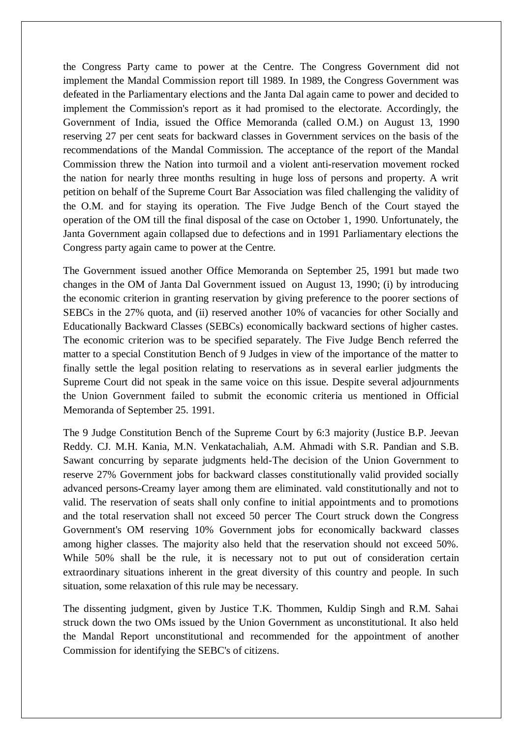the Congress Party came to power at the Centre. The Congress Government did not implement the Mandal Commission report till 1989. In 1989, the Congress Government was defeated in the Parliamentary elections and the Janta Dal again came to power and decided to implement the Commission's report as it had promised to the electorate. Accordingly, the Government of India, issued the Office Memoranda (called O.M.) on August 13, 1990 reserving 27 per cent seats for backward classes in Government services on the basis of the recommendations of the Mandal Commission. The acceptance of the report of the Mandal Commission threw the Nation into turmoil and a violent anti-reservation movement rocked the nation for nearly three months resulting in huge loss of persons and property. A writ petition on behalf of the Supreme Court Bar Association was filed challenging the validity of the O.M. and for staying its operation. The Five Judge Bench of the Court stayed the operation of the OM till the final disposal of the case on October 1, 1990. Unfortunately, the Janta Government again collapsed due to defections and in 1991 Parliamentary elections the Congress party again came to power at the Centre.

The Government issued another Office Memoranda on September 25, 1991 but made two changes in the OM of Janta Dal Government issued on August 13, 1990; (i) by introducing the economic criterion in granting reservation by giving preference to the poorer sections of SEBCs in the 27% quota, and (ii) reserved another 10% of vacancies for other Socially and Educationally Backward Classes (SEBCs) economically backward sections of higher castes. The economic criterion was to be specified separately. The Five Judge Bench referred the matter to a special Constitution Bench of 9 Judges in view of the importance of the matter to finally settle the legal position relating to reservations as in several earlier judgments the Supreme Court did not speak in the same voice on this issue. Despite several adjournments the Union Government failed to submit the economic criteria us mentioned in Official Memoranda of September 25. 1991.

The 9 Judge Constitution Bench of the Supreme Court by 6:3 majority (Justice B.P. Jeevan Reddy. CJ. M.H. Kania, M.N. Venkatachaliah, A.M. Ahmadi with S.R. Pandian and S.B. Sawant concurring by separate judgments held-The decision of the Union Government to reserve 27% Government jobs for backward classes constitutionally valid provided socially advanced persons-Creamy layer among them are eliminated. vald constitutionally and not to valid. The reservation of seats shall only confine to initial appointments and to promotions and the total reservation shall not exceed 50 percer The Court struck down the Congress Government's OM reserving 10% Government jobs for economically backward classes among higher classes. The majority also held that the reservation should not exceed 50%. While 50% shall be the rule, it is necessary not to put out of consideration certain extraordinary situations inherent in the great diversity of this country and people. In such situation, some relaxation of this rule may be necessary.

The dissenting judgment, given by Justice T.K. Thommen, Kuldip Singh and R.M. Sahai struck down the two OMs issued by the Union Government as unconstitutional. It also held the Mandal Report unconstitutional and recommended for the appointment of another Commission for identifying the SEBC's of citizens.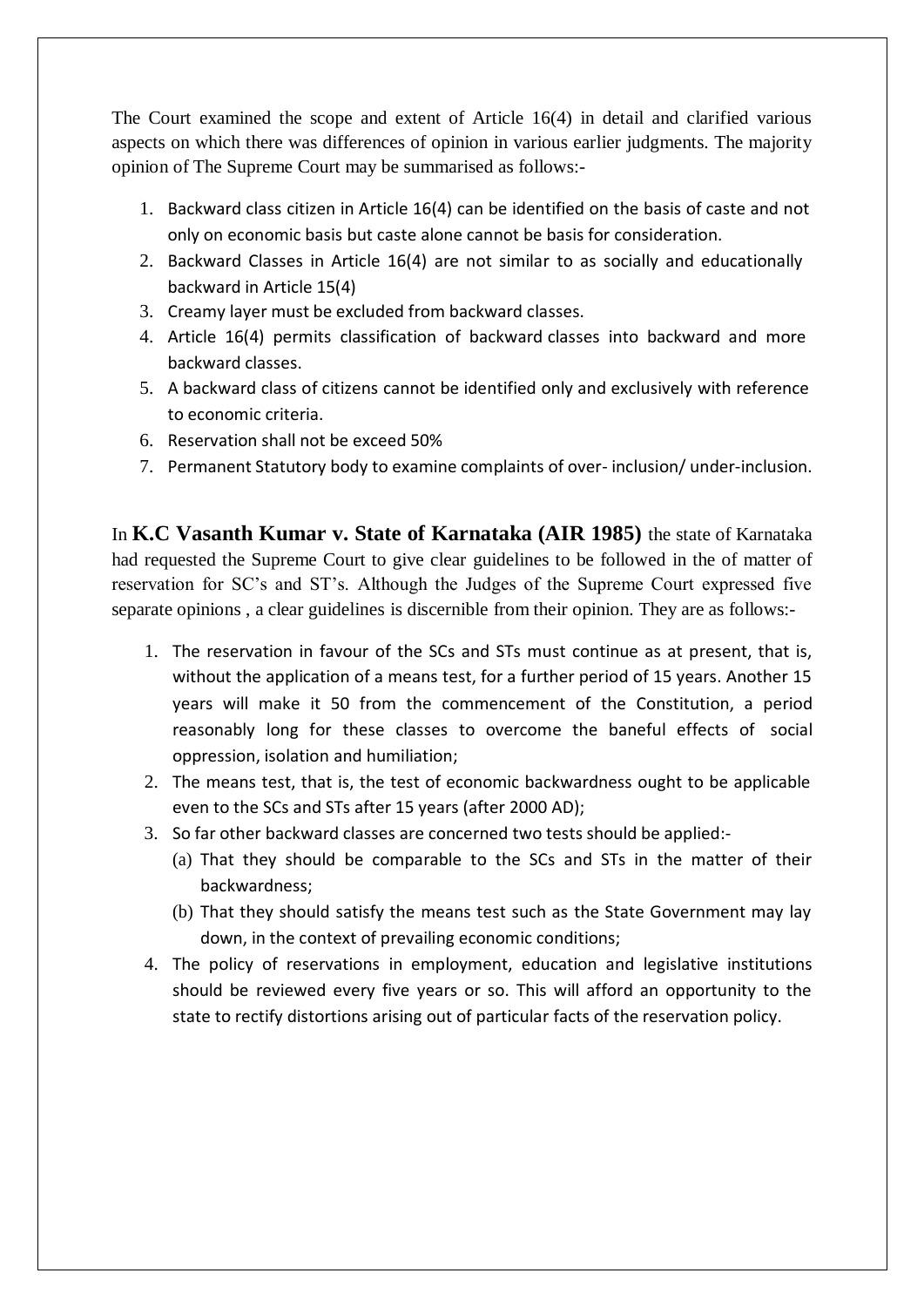The Court examined the scope and extent of Article 16(4) in detail and clarified various aspects on which there was differences of opinion in various earlier judgments. The majority opinion of The Supreme Court may be summarised as follows:-

1. Backward class citizen in Article 16(4) can be identified on the basis of caste and not only on economic basis but caste alone cannot be basis for consideration.
2. Backward Classes in Article 16(4) are not similar to as socially and educationally backward in Article 15(4)
3. Creamy layer must be excluded from backward classes.
4. Article 16(4) permits classification of backward classes into backward and more backward classes.
5. A backward class of citizens cannot be identified only and exclusively with reference to economic criteria.
6. Reservation shall not be exceed 50%
7. Permanent Statutory body to examine complaints of over- inclusion/ under-inclusion.

In **K.C Vasanth Kumar v. State of Karnataka (AIR 1985)** the state of Karnataka had requested the Supreme Court to give clear guidelines to be followed in the of matter of reservation for SC's and ST's. Although the Judges of the Supreme Court expressed five separate opinions , a clear guidelines is discernible from their opinion. They are as follows:-

1. The reservation in favour of the SCs and STs must continue as at present, that is, without the application of a means test, for a further period of 15 years. Another 15 years will make it 50 from the commencement of the Constitution, a period reasonably long for these classes to overcome the baneful effects of social oppression, isolation and humiliation;
2. The means test, that is, the test of economic backwardness ought to be applicable even to the SCs and STs after 15 years (after 2000 AD);
3. So far other backward classes are concerned two tests should be applied:-
   (a) That they should be comparable to the SCs and STs in the matter of their backwardness;
   (b) That they should satisfy the means test such as the State Government may lay down, in the context of prevailing economic conditions;
4. The policy of reservations in employment, education and legislative institutions should be reviewed every five years or so. This will afford an opportunity to the state to rectify distortions arising out of particular facts of the reservation policy.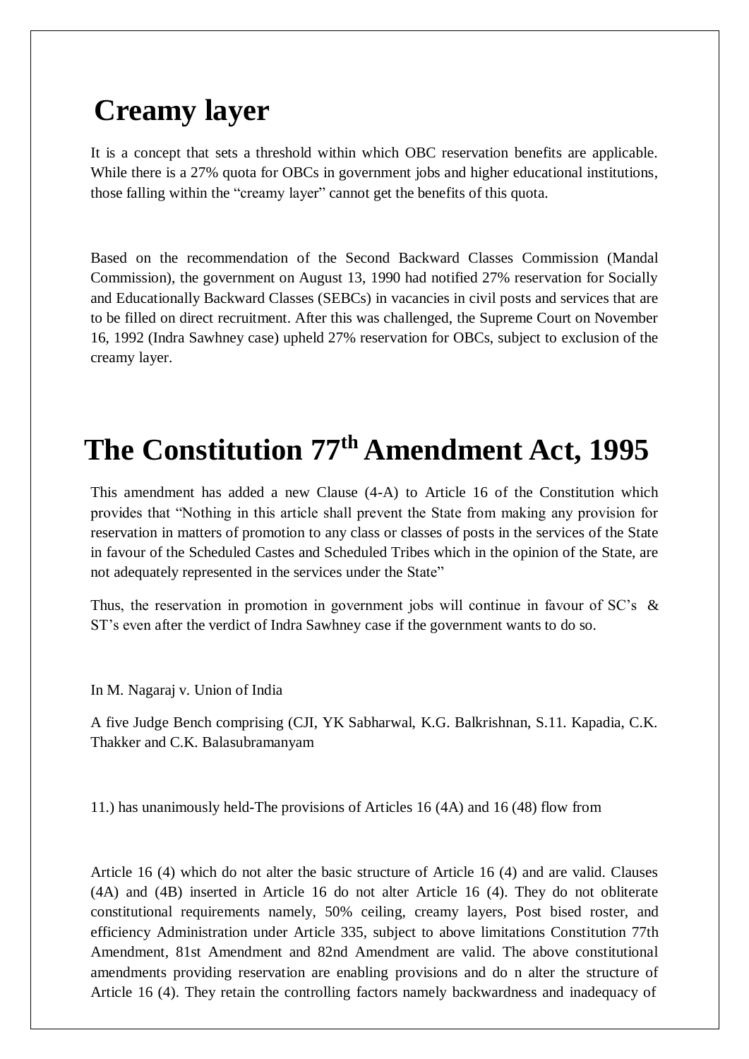# Creamy layer

It is a concept that sets a threshold within which OBC reservation benefits are applicable. While there is a 27% quota for OBCs in government jobs and higher educational institutions, those falling within the "creamy layer" cannot get the benefits of this quota.

Based on the recommendation of the Second Backward Classes Commission (Mandal Commission), the government on August 13, 1990 had notified 27% reservation for Socially and Educationally Backward Classes (SEBCs) in vacancies in civil posts and services that are to be filled on direct recruitment. After this was challenged, the Supreme Court on November 16, 1992 (Indra Sawhney case) upheld 27% reservation for OBCs, subject to exclusion of the creamy layer.

# The Constitution 77th Amendment Act, 1995

This amendment has added a new Clause (4-A) to Article 16 of the Constitution which provides that "Nothing in this article shall prevent the State from making any provision for reservation in matters of promotion to any class or classes of posts in the services of the State in favour of the Scheduled Castes and Scheduled Tribes which in the opinion of the State, are not adequately represented in the services under the State"

Thus, the reservation in promotion in government jobs will continue in favour of SC's & ST's even after the verdict of Indra Sawhney case if the government wants to do so.

In M. Nagaraj v. Union of India

A five Judge Bench comprising (CJI, YK Sabharwal, K.G. Balkrishnan, S.11. Kapadia, C.K. Thakker and C.K. Balasubramanyam

11.) has unanimously held-The provisions of Articles 16 (4A) and 16 (48) flow from

Article 16 (4) which do not alter the basic structure of Article 16 (4) and are valid. Clauses (4A) and (4B) inserted in Article 16 do not alter Article 16 (4). They do not obliterate constitutional requirements namely, 50% ceiling, creamy layers, Post bised roster, and efficiency Administration under Article 335, subject to above limitations Constitution 77th Amendment, 81st Amendment and 82nd Amendment are valid. The above constitutional amendments providing reservation are enabling provisions and do n alter the structure of Article 16 (4). They retain the controlling factors namely backwardness and inadequacy of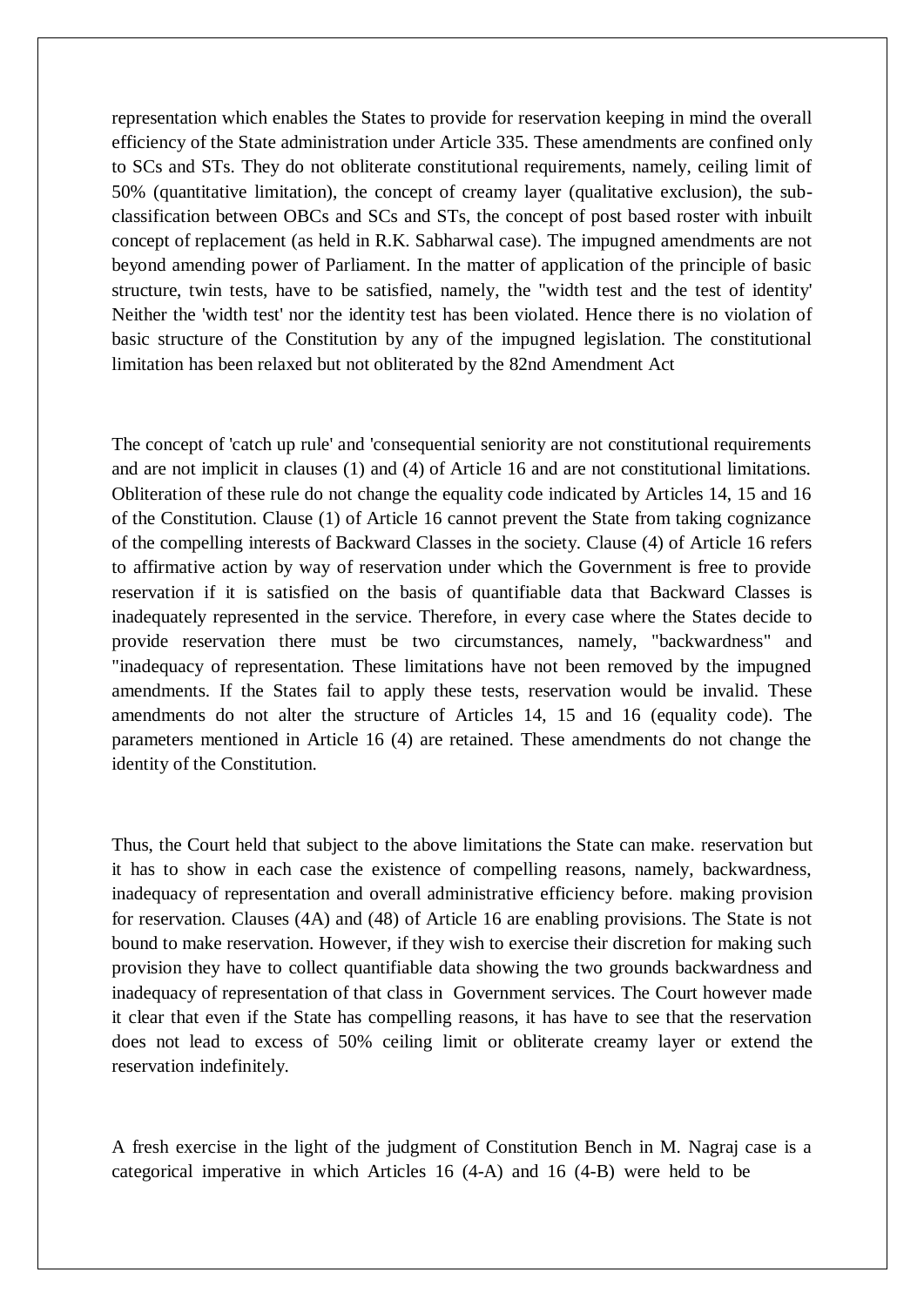representation which enables the States to provide for reservation keeping in mind the overall efficiency of the State administration under Article 335. These amendments are confined only to SCs and STs. They do not obliterate constitutional requirements, namely, ceiling limit of 50% (quantitative limitation), the concept of creamy layer (qualitative exclusion), the sub-classification between OBCs and SCs and STs, the concept of post based roster with inbuilt concept of replacement (as held in R.K. Sabharwal case). The impugned amendments are not beyond amending power of Parliament. In the matter of application of the principle of basic structure, twin tests, have to be satisfied, namely, the "width test and the test of identity' Neither the 'width test' nor the identity test has been violated. Hence there is no violation of basic structure of the Constitution by any of the impugned legislation. The constitutional limitation has been relaxed but not obliterated by the 82nd Amendment Act

The concept of 'catch up rule' and 'consequential seniority are not constitutional requirements and are not implicit in clauses (1) and (4) of Article 16 and are not constitutional limitations. Obliteration of these rule do not change the equality code indicated by Articles 14, 15 and 16 of the Constitution. Clause (1) of Article 16 cannot prevent the State from taking cognizance of the compelling interests of Backward Classes in the society. Clause (4) of Article 16 refers to affirmative action by way of reservation under which the Government is free to provide reservation if it is satisfied on the basis of quantifiable data that Backward Classes is inadequately represented in the service. Therefore, in every case where the States decide to provide reservation there must be two circumstances, namely, "backwardness" and "inadequacy of representation. These limitations have not been removed by the impugned amendments. If the States fail to apply these tests, reservation would be invalid. These amendments do not alter the structure of Articles 14, 15 and 16 (equality code). The parameters mentioned in Article 16 (4) are retained. These amendments do not change the identity of the Constitution.

Thus, the Court held that subject to the above limitations the State can make. reservation but it has to show in each case the existence of compelling reasons, namely, backwardness, inadequacy of representation and overall administrative efficiency before. making provision for reservation. Clauses (4A) and (48) of Article 16 are enabling provisions. The State is not bound to make reservation. However, if they wish to exercise their discretion for making such provision they have to collect quantifiable data showing the two grounds backwardness and inadequacy of representation of that class in Government services. The Court however made it clear that even if the State has compelling reasons, it has have to see that the reservation does not lead to excess of 50% ceiling limit or obliterate creamy layer or extend the reservation indefinitely.

A fresh exercise in the light of the judgment of Constitution Bench in M. Nagraj case is a categorical imperative in which Articles 16 (4-A) and 16 (4-B) were held to be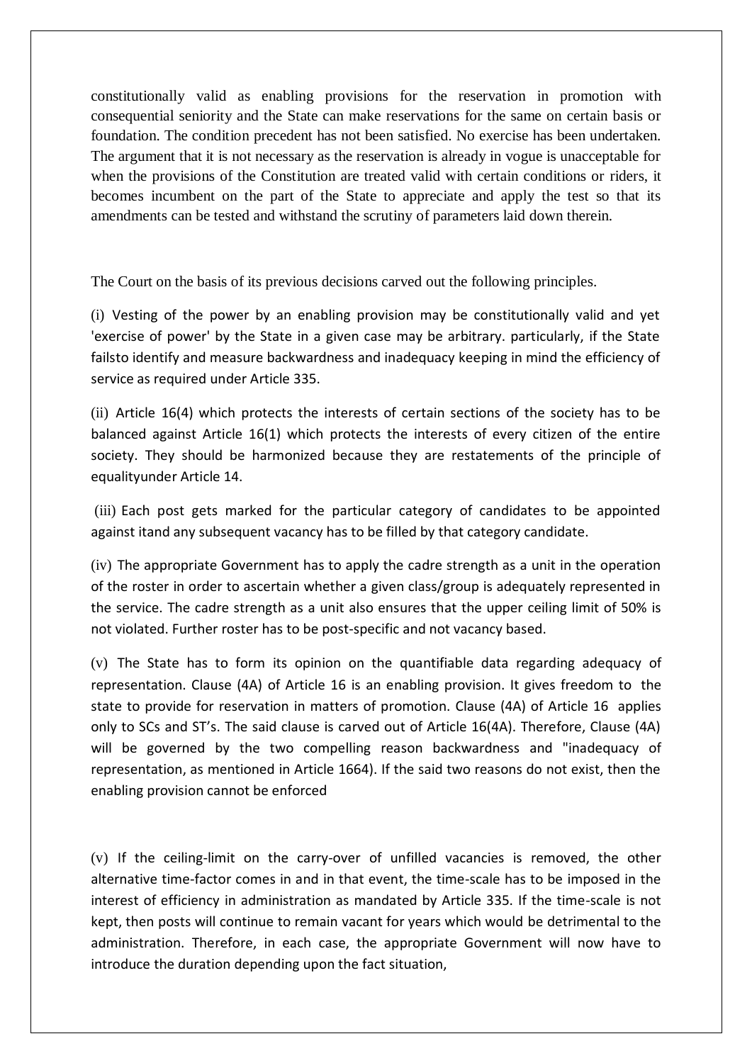constitutionally valid as enabling provisions for the reservation in promotion with consequential seniority and the State can make reservations for the same on certain basis or foundation. The condition precedent has not been satisfied. No exercise has been undertaken. The argument that it is not necessary as the reservation is already in vogue is unacceptable for when the provisions of the Constitution are treated valid with certain conditions or riders, it becomes incumbent on the part of the State to appreciate and apply the test so that its amendments can be tested and withstand the scrutiny of parameters laid down therein.

The Court on the basis of its previous decisions carved out the following principles.

(i) Vesting of the power by an enabling provision may be constitutionally valid and yet 'exercise of power' by the State in a given case may be arbitrary. particularly, if the State failsto identify and measure backwardness and inadequacy keeping in mind the efficiency of service as required under Article 335.

(ii) Article 16(4) which protects the interests of certain sections of the society has to be balanced against Article 16(1) which protects the interests of every citizen of the entire society. They should be harmonized because they are restatements of the principle of equalityunder Article 14.

(iii) Each post gets marked for the particular category of candidates to be appointed against itand any subsequent vacancy has to be filled by that category candidate.

(iv) The appropriate Government has to apply the cadre strength as a unit in the operation of the roster in order to ascertain whether a given class/group is adequately represented in the service. The cadre strength as a unit also ensures that the upper ceiling limit of 50% is not violated. Further roster has to be post-specific and not vacancy based.

(v) The State has to form its opinion on the quantifiable data regarding adequacy of representation. Clause (4A) of Article 16 is an enabling provision. It gives freedom to the state to provide for reservation in matters of promotion. Clause (4A) of Article 16 applies only to SCs and ST's. The said clause is carved out of Article 16(4A). Therefore, Clause (4A) will be governed by the two compelling reason backwardness and "inadequacy of representation, as mentioned in Article 1664). If the said two reasons do not exist, then the enabling provision cannot be enforced

(v) If the ceiling-limit on the carry-over of unfilled vacancies is removed, the other alternative time-factor comes in and in that event, the time-scale has to be imposed in the interest of efficiency in administration as mandated by Article 335. If the time-scale is not kept, then posts will continue to remain vacant for years which would be detrimental to the administration. Therefore, in each case, the appropriate Government will now have to introduce the duration depending upon the fact situation,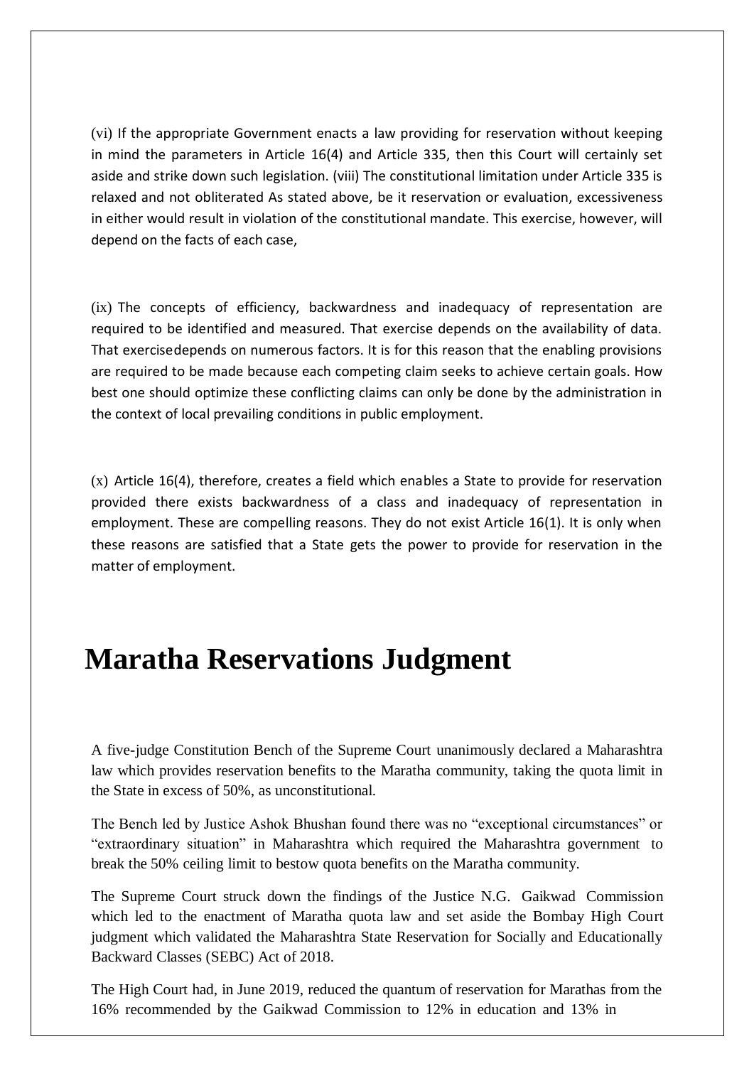(vi) If the appropriate Government enacts a law providing for reservation without keeping in mind the parameters in Article 16(4) and Article 335, then this Court will certainly set aside and strike down such legislation. (viii) The constitutional limitation under Article 335 is relaxed and not obliterated As stated above, be it reservation or evaluation, excessiveness in either would result in violation of the constitutional mandate. This exercise, however, will depend on the facts of each case,

(ix) The concepts of efficiency, backwardness and inadequacy of representation are required to be identified and measured. That exercise depends on the availability of data. That exercisedepends on numerous factors. It is for this reason that the enabling provisions are required to be made because each competing claim seeks to achieve certain goals. How best one should optimize these conflicting claims can only be done by the administration in the context of local prevailing conditions in public employment.

(x) Article 16(4), therefore, creates a field which enables a State to provide for reservation provided there exists backwardness of a class and inadequacy of representation in employment. These are compelling reasons. They do not exist Article 16(1). It is only when these reasons are satisfied that a State gets the power to provide for reservation in the matter of employment.

# Maratha Reservations Judgment

A five-judge Constitution Bench of the Supreme Court unanimously declared a Maharashtra law which provides reservation benefits to the Maratha community, taking the quota limit in the State in excess of 50%, as unconstitutional.

The Bench led by Justice Ashok Bhushan found there was no "exceptional circumstances" or "extraordinary situation" in Maharashtra which required the Maharashtra government to break the 50% ceiling limit to bestow quota benefits on the Maratha community.

The Supreme Court struck down the findings of the Justice N.G. Gaikwad Commission which led to the enactment of Maratha quota law and set aside the Bombay High Court judgment which validated the Maharashtra State Reservation for Socially and Educationally Backward Classes (SEBC) Act of 2018.

The High Court had, in June 2019, reduced the quantum of reservation for Marathas from the 16% recommended by the Gaikwad Commission to 12% in education and 13% in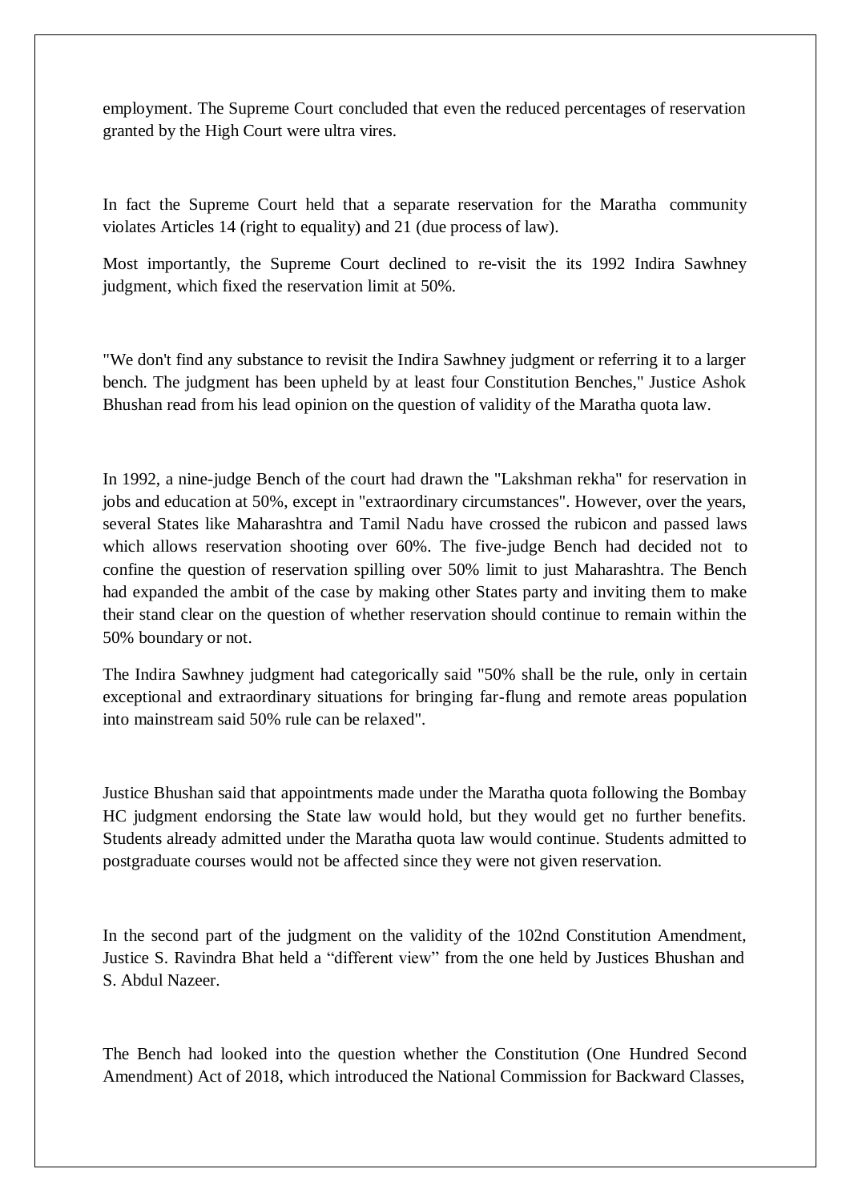employment. The Supreme Court concluded that even the reduced percentages of reservation granted by the High Court were ultra vires.

In fact the Supreme Court held that a separate reservation for the Maratha community violates Articles 14 (right to equality) and 21 (due process of law).

Most importantly, the Supreme Court declined to re-visit the its 1992 Indira Sawhney judgment, which fixed the reservation limit at 50%.

"We don't find any substance to revisit the Indira Sawhney judgment or referring it to a larger bench. The judgment has been upheld by at least four Constitution Benches," Justice Ashok Bhushan read from his lead opinion on the question of validity of the Maratha quota law.

In 1992, a nine-judge Bench of the court had drawn the "Lakshman rekha" for reservation in jobs and education at 50%, except in "extraordinary circumstances". However, over the years, several States like Maharashtra and Tamil Nadu have crossed the rubicon and passed laws which allows reservation shooting over 60%. The five-judge Bench had decided not to confine the question of reservation spilling over 50% limit to just Maharashtra. The Bench had expanded the ambit of the case by making other States party and inviting them to make their stand clear on the question of whether reservation should continue to remain within the 50% boundary or not.

The Indira Sawhney judgment had categorically said "50% shall be the rule, only in certain exceptional and extraordinary situations for bringing far-flung and remote areas population into mainstream said 50% rule can be relaxed".

Justice Bhushan said that appointments made under the Maratha quota following the Bombay HC judgment endorsing the State law would hold, but they would get no further benefits. Students already admitted under the Maratha quota law would continue. Students admitted to postgraduate courses would not be affected since they were not given reservation.

In the second part of the judgment on the validity of the 102nd Constitution Amendment, Justice S. Ravindra Bhat held a “different view” from the one held by Justices Bhushan and S. Abdul Nazeer.

The Bench had looked into the question whether the Constitution (One Hundred Second Amendment) Act of 2018, which introduced the National Commission for Backward Classes,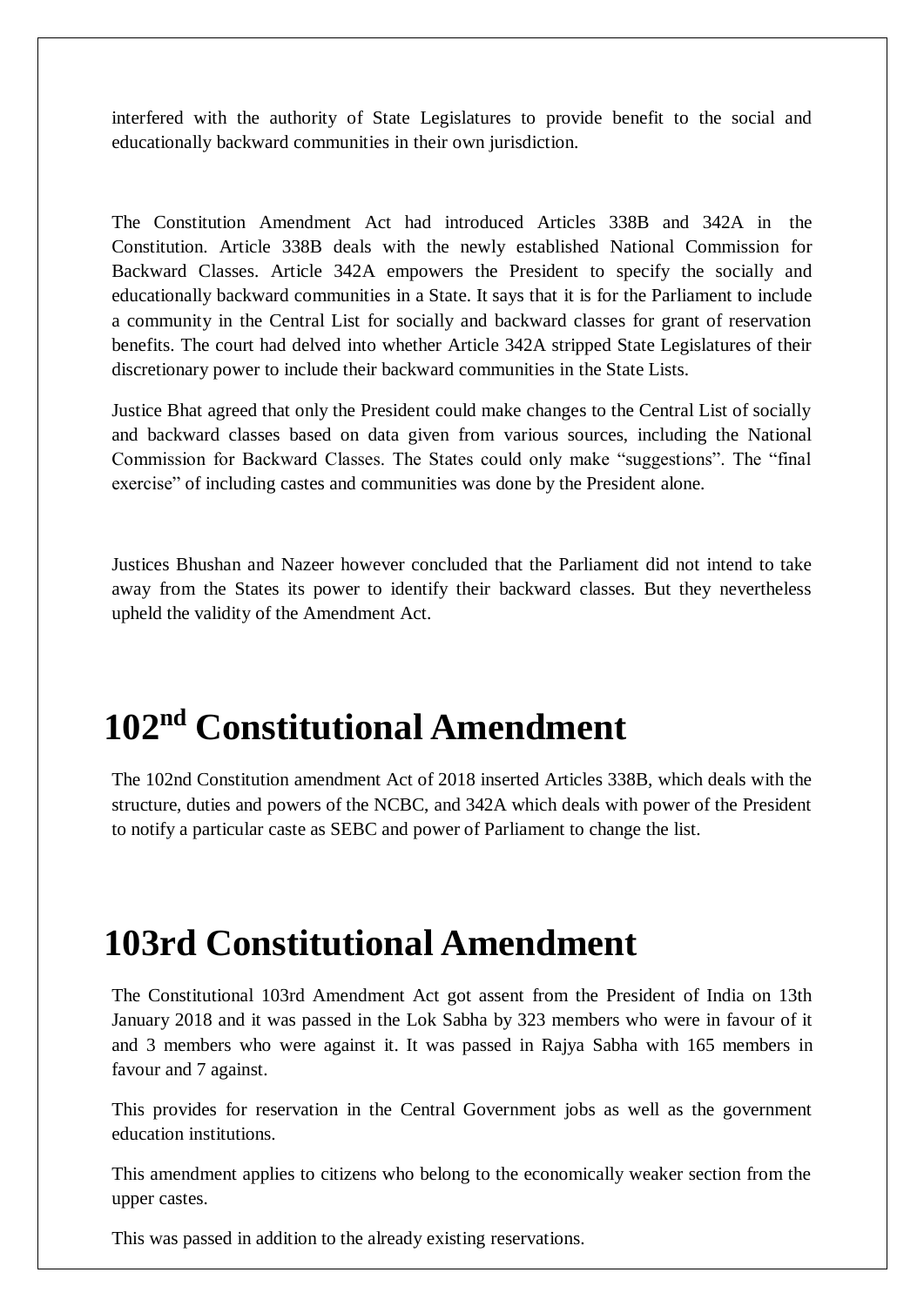interfered with the authority of State Legislatures to provide benefit to the social and educationally backward communities in their own jurisdiction.

The Constitution Amendment Act had introduced Articles 338B and 342A in the Constitution. Article 338B deals with the newly established National Commission for Backward Classes. Article 342A empowers the President to specify the socially and educationally backward communities in a State. It says that it is for the Parliament to include a community in the Central List for socially and backward classes for grant of reservation benefits. The court had delved into whether Article 342A stripped State Legislatures of their discretionary power to include their backward communities in the State Lists.

Justice Bhat agreed that only the President could make changes to the Central List of socially and backward classes based on data given from various sources, including the National Commission for Backward Classes. The States could only make "suggestions". The "final exercise" of including castes and communities was done by the President alone.

Justices Bhushan and Nazeer however concluded that the Parliament did not intend to take away from the States its power to identify their backward classes. But they nevertheless upheld the validity of the Amendment Act.

# 102nd Constitutional Amendment

The 102nd Constitution amendment Act of 2018 inserted Articles 338B, which deals with the structure, duties and powers of the NCBC, and 342A which deals with power of the President to notify a particular caste as SEBC and power of Parliament to change the list.

# 103rd Constitutional Amendment

The Constitutional 103rd Amendment Act got assent from the President of India on 13th January 2018 and it was passed in the Lok Sabha by 323 members who were in favour of it and 3 members who were against it. It was passed in Rajya Sabha with 165 members in favour and 7 against.

This provides for reservation in the Central Government jobs as well as the government education institutions.

This amendment applies to citizens who belong to the economically weaker section from the upper castes.

This was passed in addition to the already existing reservations.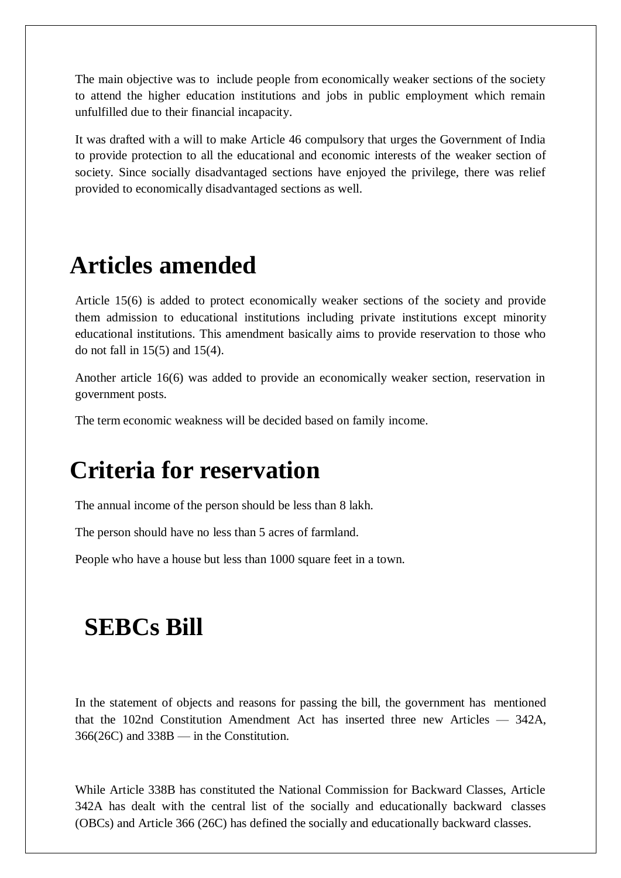The main objective was to include people from economically weaker sections of the society to attend the higher education institutions and jobs in public employment which remain unfulfilled due to their financial incapacity.

It was drafted with a will to make Article 46 compulsory that urges the Government of India to provide protection to all the educational and economic interests of the weaker section of society. Since socially disadvantaged sections have enjoyed the privilege, there was relief provided to economically disadvantaged sections as well.

# Articles amended

Article 15(6) is added to protect economically weaker sections of the society and provide them admission to educational institutions including private institutions except minority educational institutions. This amendment basically aims to provide reservation to those who do not fall in 15(5) and 15(4).

Another article 16(6) was added to provide an economically weaker section, reservation in government posts.

The term economic weakness will be decided based on family income.

# Criteria for reservation

The annual income of the person should be less than 8 lakh.

The person should have no less than 5 acres of farmland.

People who have a house but less than 1000 square feet in a town.

# SEBCs Bill

In the statement of objects and reasons for passing the bill, the government has mentioned that the 102nd Constitution Amendment Act has inserted three new Articles — 342A, 366(26C) and 338B — in the Constitution.

While Article 338B has constituted the National Commission for Backward Classes, Article 342A has dealt with the central list of the socially and educationally backward classes (OBCs) and Article 366 (26C) has defined the socially and educationally backward classes.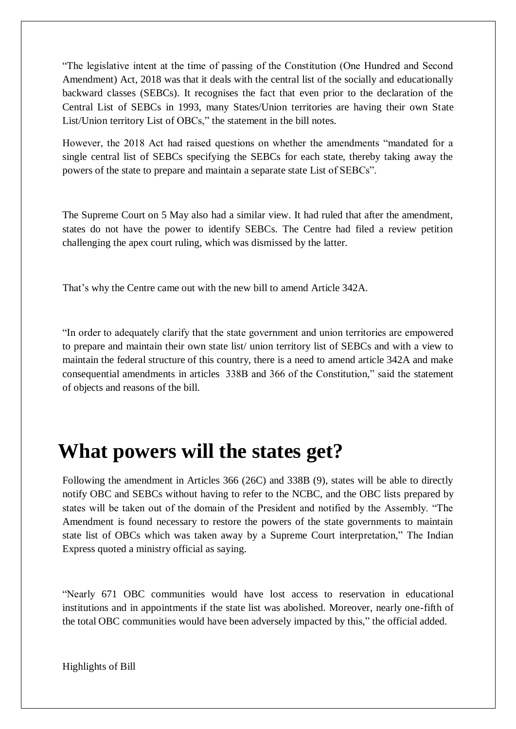"The legislative intent at the time of passing of the Constitution (One Hundred and Second Amendment) Act, 2018 was that it deals with the central list of the socially and educationally backward classes (SEBCs). It recognises the fact that even prior to the declaration of the Central List of SEBCs in 1993, many States/Union territories are having their own State List/Union territory List of OBCs," the statement in the bill notes.

However, the 2018 Act had raised questions on whether the amendments "mandated for a single central list of SEBCs specifying the SEBCs for each state, thereby taking away the powers of the state to prepare and maintain a separate state List of SEBCs".

The Supreme Court on 5 May also had a similar view. It had ruled that after the amendment, states do not have the power to identify SEBCs. The Centre had filed a review petition challenging the apex court ruling, which was dismissed by the latter.

That's why the Centre came out with the new bill to amend Article 342A.

"In order to adequately clarify that the state government and union territories are empowered to prepare and maintain their own state list/ union territory list of SEBCs and with a view to maintain the federal structure of this country, there is a need to amend article 342A and make consequential amendments in articles 338B and 366 of the Constitution," said the statement of objects and reasons of the bill.

# What powers will the states get?

Following the amendment in Articles 366 (26C) and 338B (9), states will be able to directly notify OBC and SEBCs without having to refer to the NCBC, and the OBC lists prepared by states will be taken out of the domain of the President and notified by the Assembly. "The Amendment is found necessary to restore the powers of the state governments to maintain state list of OBCs which was taken away by a Supreme Court interpretation," The Indian Express quoted a ministry official as saying.

"Nearly 671 OBC communities would have lost access to reservation in educational institutions and in appointments if the state list was abolished. Moreover, nearly one-fifth of the total OBC communities would have been adversely impacted by this," the official added.

Highlights of Bill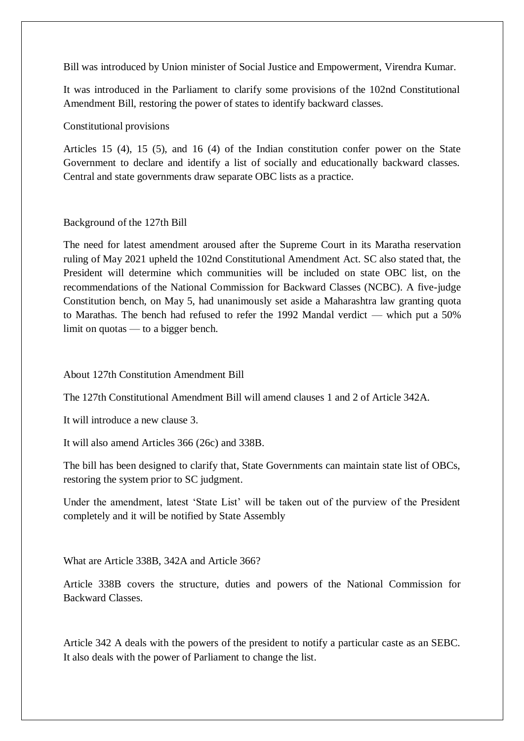Bill was introduced by Union minister of Social Justice and Empowerment, Virendra Kumar.

It was introduced in the Parliament to clarify some provisions of the 102nd Constitutional Amendment Bill, restoring the power of states to identify backward classes.

## Constitutional provisions

Articles 15 (4), 15 (5), and 16 (4) of the Indian constitution confer power on the State Government to declare and identify a list of socially and educationally backward classes. Central and state governments draw separate OBC lists as a practice.

## Background of the 127th Bill

The need for latest amendment aroused after the Supreme Court in its Maratha reservation ruling of May 2021 upheld the 102nd Constitutional Amendment Act. SC also stated that, the President will determine which communities will be included on state OBC list, on the recommendations of the National Commission for Backward Classes (NCBC). A five-judge Constitution bench, on May 5, had unanimously set aside a Maharashtra law granting quota to Marathas. The bench had refused to refer the 1992 Mandal verdict — which put a 50% limit on quotas — to a bigger bench.

## About 127th Constitution Amendment Bill

The 127th Constitutional Amendment Bill will amend clauses 1 and 2 of Article 342A.

It will introduce a new clause 3.

It will also amend Articles 366 (26c) and 338B.

The bill has been designed to clarify that, State Governments can maintain state list of OBCs, restoring the system prior to SC judgment.

Under the amendment, latest 'State List' will be taken out of the purview of the President completely and it will be notified by State Assembly

## What are Article 338B, 342A and Article 366?

Article 338B covers the structure, duties and powers of the National Commission for Backward Classes.

Article 342 A deals with the powers of the president to notify a particular caste as an SEBC. It also deals with the power of Parliament to change the list.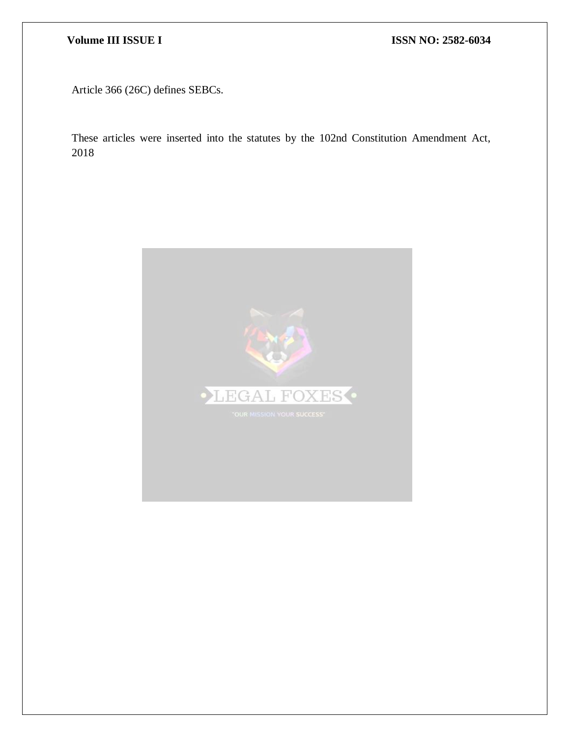Article 366 (26C) defines SEBCs.

These articles were inserted into the statutes by the 102nd Constitution Amendment Act, 2018